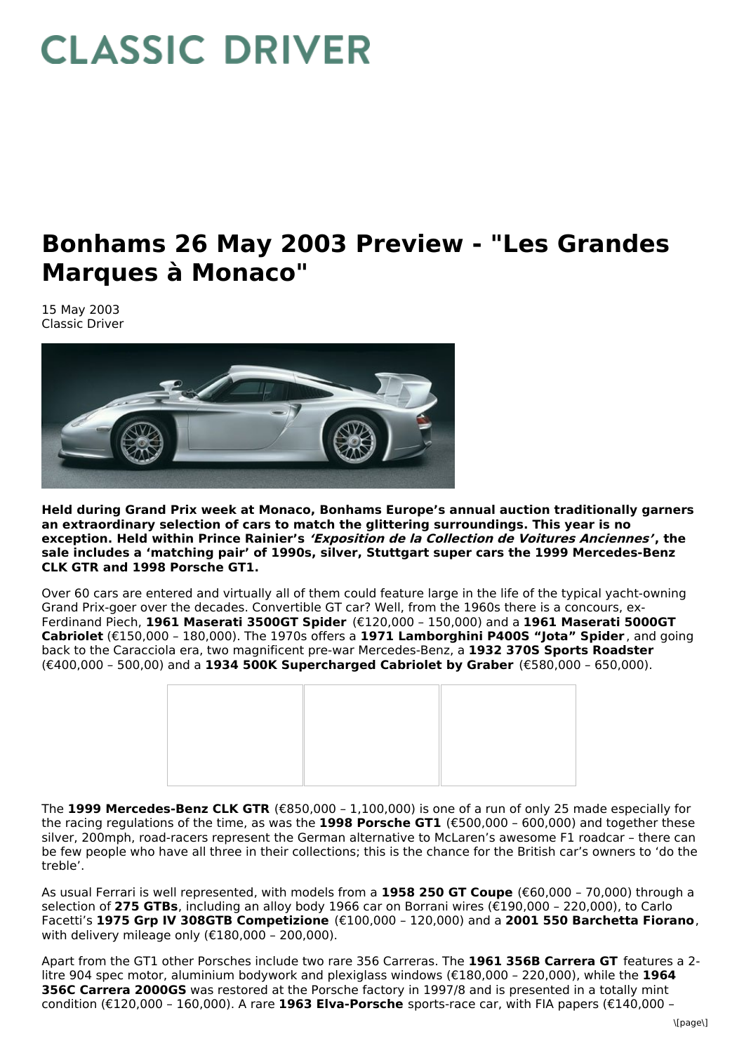# CLASSIC DRIVER

# Bonhams 26 May 2003 Preview - "Les Grandes Marques à Monaco"

15 May 2003
Classic Driver

**Held during Grand Prix week at Monaco, Bonhams Europe's annual auction traditionally garners an extraordinary selection of cars to match the glittering surroundings. This year is no exception. Held within Prince Rainier's *'Exposition de la Collection de Voitures Anciennes'*, the sale includes a 'matching pair' of 1990s, silver, Stuttgart super cars the 1999 Mercedes-Benz CLK GTR and 1998 Porsche GT1.**

Over 60 cars are entered and virtually all of them could feature large in the life of the typical yacht-owning Grand Prix-goer over the decades. Convertible GT car? Well, from the 1960s there is a concours, ex-Ferdinand Piech, **1961 Maserati 3500GT Spider** (€120,000 – 150,000) and a **1961 Maserati 5000GT Cabriolet** (€150,000 – 180,000). The 1970s offers a **1971 Lamborghini P400S "Jota" Spider**, and going back to the Caracciola era, two magnificent pre-war Mercedes-Benz, a **1932 370S Sports Roadster** (€400,000 – 500,00) and a **1934 500K Supercharged Cabriolet by Graber** (€580,000 – 650,000).

The **1999 Mercedes-Benz CLK GTR** (€850,000 – 1,100,000) is one of a run of only 25 made especially for the racing regulations of the time, as was the **1998 Porsche GT1** (€500,000 – 600,000) and together these silver, 200mph, road-racers represent the German alternative to McLaren's awesome F1 roadcar – there can be few people who have all three in their collections; this is the chance for the British car's owners to 'do the treble'.

As usual Ferrari is well represented, with models from a **1958 250 GT Coupe** (€60,000 – 70,000) through a selection of **275 GTBs**, including an alloy body 1966 car on Borrani wires (€190,000 – 220,000), to Carlo Facetti's **1975 Grp IV 308GTB Competizione** (€100,000 – 120,000) and a **2001 550 Barchetta Fiorano**, with delivery mileage only (€180,000 – 200,000).

Apart from the GT1 other Porsches include two rare 356 Carreras. The **1961 356B Carrera GT** features a 2-litre 904 spec motor, aluminium bodywork and plexiglass windows (€180,000 – 220,000), while the **1964 356C Carrera 2000GS** was restored at the Porsche factory in 1997/8 and is presented in a totally mint condition (€120,000 – 160,000). A rare **1963 Elva-Porsche** sports-race car, with FIA papers (€140,000 –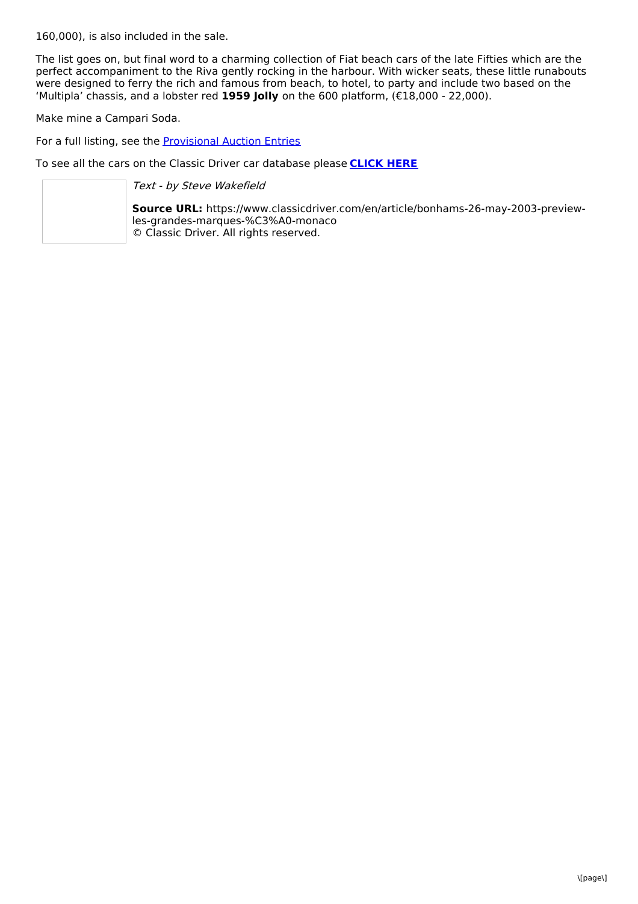160,000), is also included in the sale.

The list goes on, but final word to a charming collection of Fiat beach cars of the late Fifties which are the perfect accompaniment to the Riva gently rocking in the harbour. With wicker seats, these little runabouts were designed to ferry the rich and famous from beach, to hotel, to party and include two based on the 'Multipla' chassis, and a lobster red **1959 Jolly** on the 600 platform, (€18,000 - 22,000).

Make mine a Campari Soda.

For a full listing, see the Provisional Auction Entries

To see all the cars on the Classic Driver car database please **CLICK HERE**

*Text - by Steve Wakefield*

**Source URL:** https://www.classicdriver.com/en/article/bonhams-26-may-2003-preview-les-grandes-marques-%C3%A0-monaco
© Classic Driver. All rights reserved.